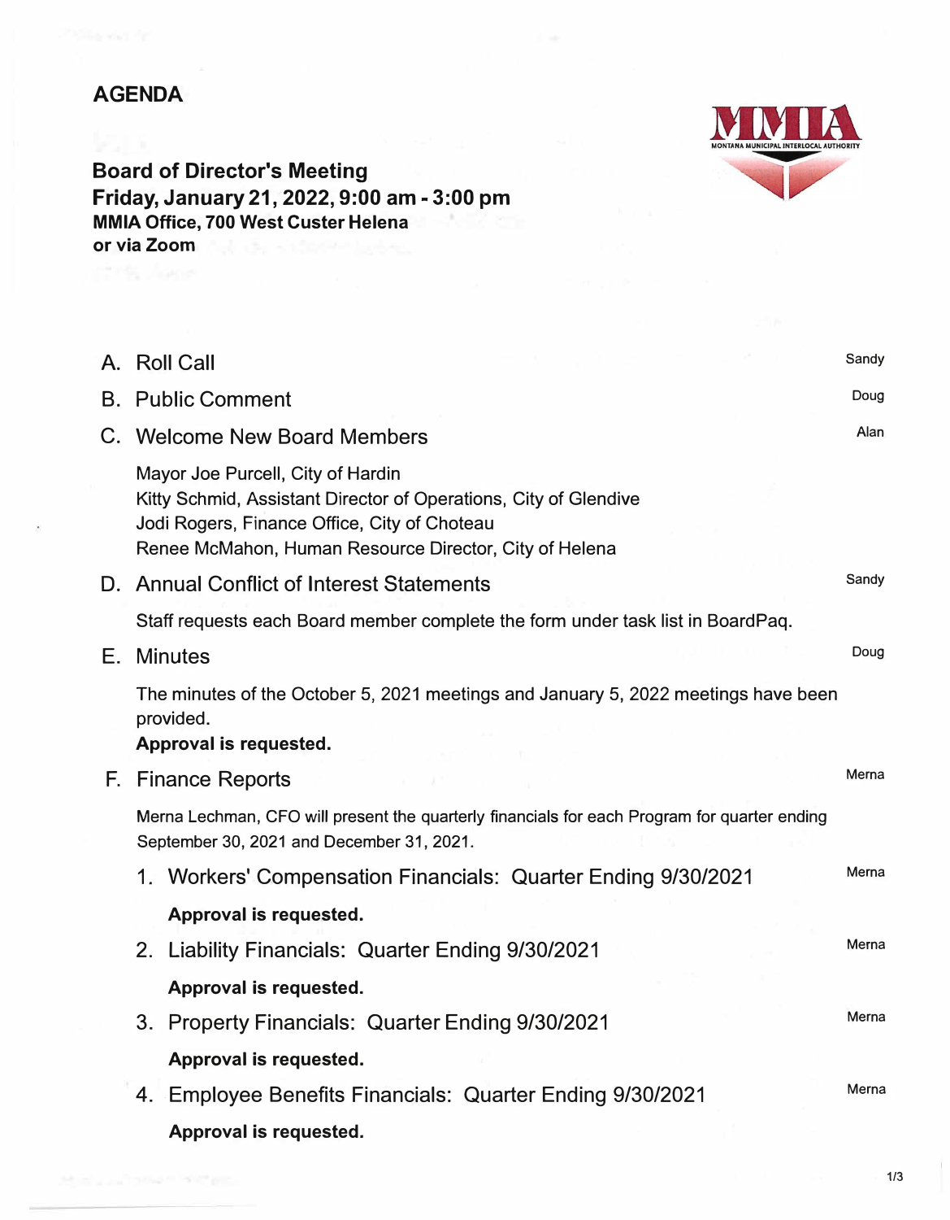# AGENDA

## Board of Director's Meeting
## Friday, January 21, 2022, 9:00 am - 3:00 pm

**MMIA Office, 700 West Custer Helena**
**or via Zoom**

A. Roll Call — Sandy

B. Public Comment — Doug

C. Welcome New Board Members — Alan

Mayor Joe Purcell, City of Hardin
Kitty Schmid, Assistant Director of Operations, City of Glendive
Jodi Rogers, Finance Office, City of Choteau
Renee McMahon, Human Resource Director, City of Helena

D. Annual Conflict of Interest Statements — Sandy

Staff requests each Board member complete the form under task list in BoardPaq.

E. Minutes — Doug

The minutes of the October 5, 2021 meetings and January 5, 2022 meetings have been provided.
**Approval is requested.**

F. Finance Reports — Merna

Merna Lechman, CFO will present the quarterly financials for each Program for quarter ending September 30, 2021 and December 31, 2021.

1. Workers' Compensation Financials: Quarter Ending 9/30/2021 — Merna

   **Approval is requested.**

2. Liability Financials: Quarter Ending 9/30/2021 — Merna

   **Approval is requested.**

3. Property Financials: Quarter Ending 9/30/2021 — Merna

   **Approval is requested.**

4. Employee Benefits Financials: Quarter Ending 9/30/2021 — Merna

   **Approval is requested.**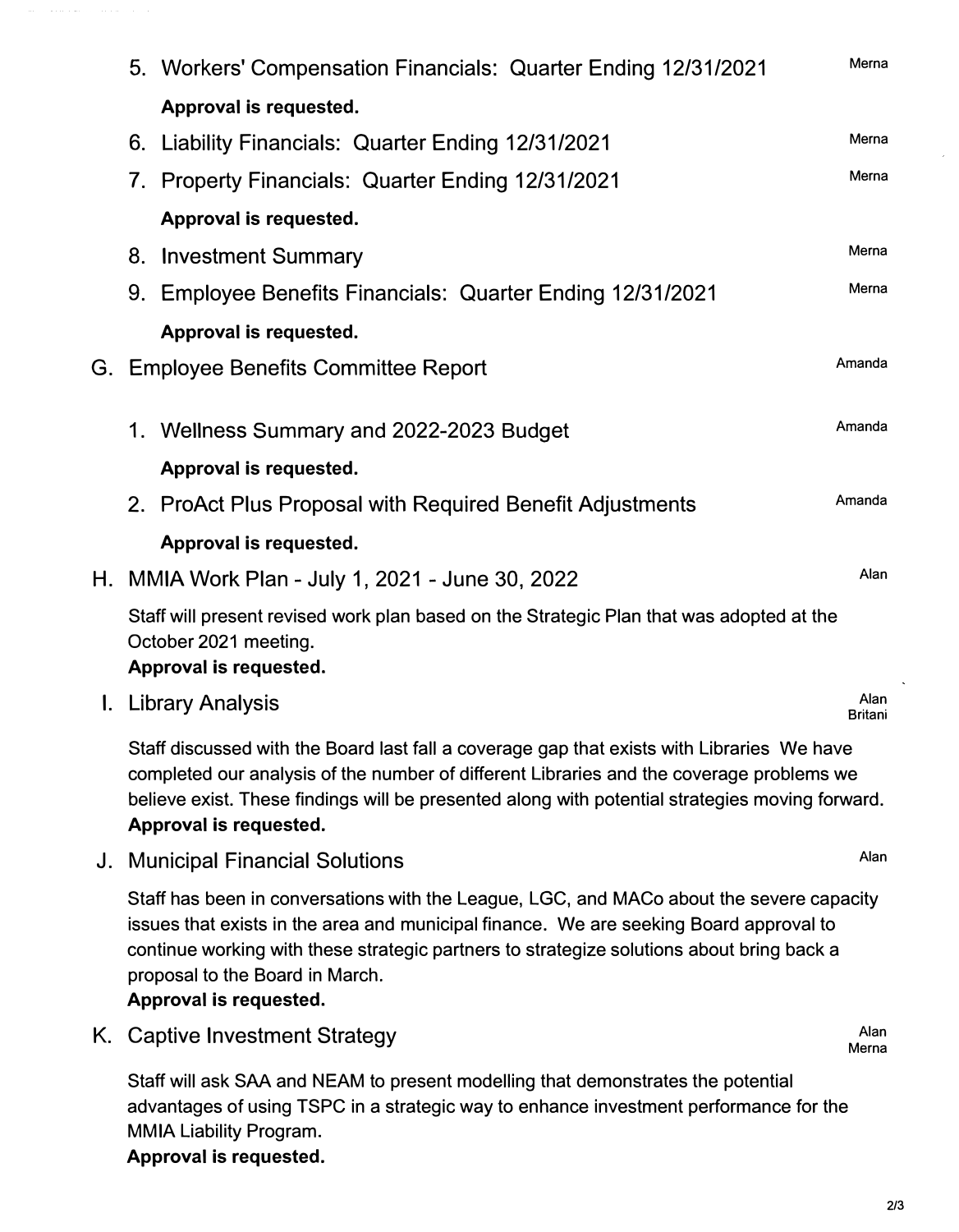5. Workers' Compensation Financials: Quarter Ending 12/31/2021 — Merna

   **Approval is requested.**

6. Liability Financials: Quarter Ending 12/31/2021 — Merna

7. Property Financials: Quarter Ending 12/31/2021 — Merna

   **Approval is requested.**

8. Investment Summary — Merna

9. Employee Benefits Financials: Quarter Ending 12/31/2021 — Merna

   **Approval is requested.**

G. Employee Benefits Committee Report — Amanda

1. Wellness Summary and 2022-2023 Budget — Amanda

   **Approval is requested.**

2. ProAct Plus Proposal with Required Benefit Adjustments — Amanda

   **Approval is requested.**

H. MMIA Work Plan - July 1, 2021 - June 30, 2022 — Alan

Staff will present revised work plan based on the Strategic Plan that was adopted at the October 2021 meeting.
**Approval is requested.**

I. Library Analysis — Alan, Britani

Staff discussed with the Board last fall a coverage gap that exists with Libraries We have completed our analysis of the number of different Libraries and the coverage problems we believe exist. These findings will be presented along with potential strategies moving forward.
**Approval is requested.**

J. Municipal Financial Solutions — Alan

Staff has been in conversations with the League, LGC, and MACo about the severe capacity issues that exists in the area and municipal finance. We are seeking Board approval to continue working with these strategic partners to strategize solutions about bring back a proposal to the Board in March.
**Approval is requested.**

K. Captive Investment Strategy — Alan, Merna

Staff will ask SAA and NEAM to present modelling that demonstrates the potential advantages of using TSPC in a strategic way to enhance investment performance for the MMIA Liability Program.
**Approval is requested.**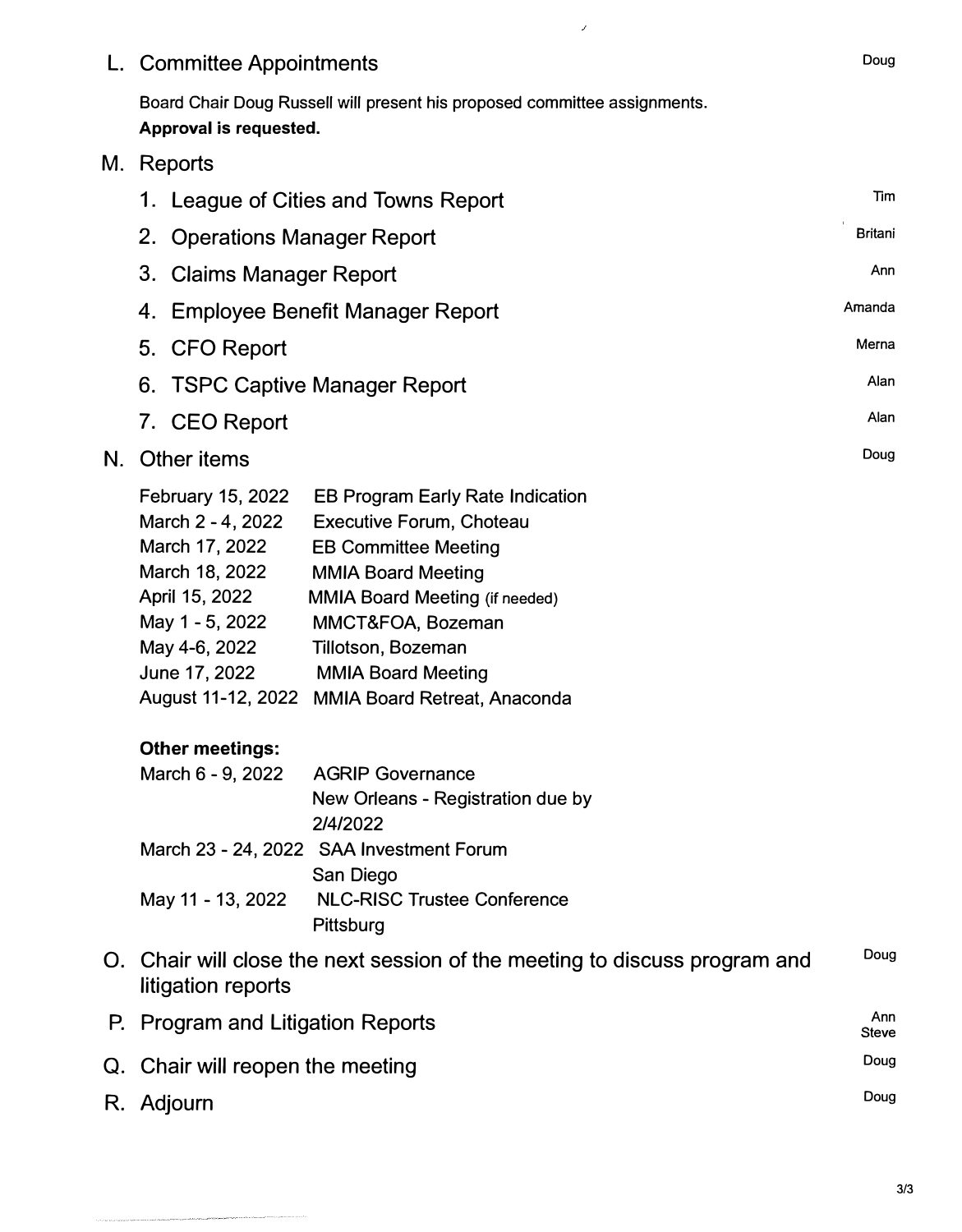## L. Committee Appointments

Doug

Board Chair Doug Russell will present his proposed committee assignments.
**Approval is requested.**

## M. Reports

1. League of Cities and Towns Report — Tim
2. Operations Manager Report — Britani
3. Claims Manager Report — Ann
4. Employee Benefit Manager Report — Amanda
5. CFO Report — Merna
6. TSPC Captive Manager Report — Alan
7. CEO Report — Alan

## N. Other items

Doug

| | |
|---|---|
| February 15, 2022 | EB Program Early Rate Indication |
| March 2 - 4, 2022 | Executive Forum, Choteau |
| March 17, 2022 | EB Committee Meeting |
| March 18, 2022 | MMIA Board Meeting |
| April 15, 2022 | MMIA Board Meeting (if needed) |
| May 1 - 5, 2022 | MMCT&FOA, Bozeman |
| May 4-6, 2022 | Tillotson, Bozeman |
| June 17, 2022 | MMIA Board Meeting |
| August 11-12, 2022 | MMIA Board Retreat, Anaconda |

**Other meetings:**

| | |
|---|---|
| March 6 - 9, 2022 | AGRIP Governance<br>New Orleans - Registration due by 2/4/2022 |
| March 23 - 24, 2022 | SAA Investment Forum<br>San Diego |
| May 11 - 13, 2022 | NLC-RISC Trustee Conference<br>Pittsburg |

## O. Chair will close the next session of the meeting to discuss program and litigation reports

Doug

## P. Program and Litigation Reports

Ann
Steve

## Q. Chair will reopen the meeting

Doug

## R. Adjourn

Doug